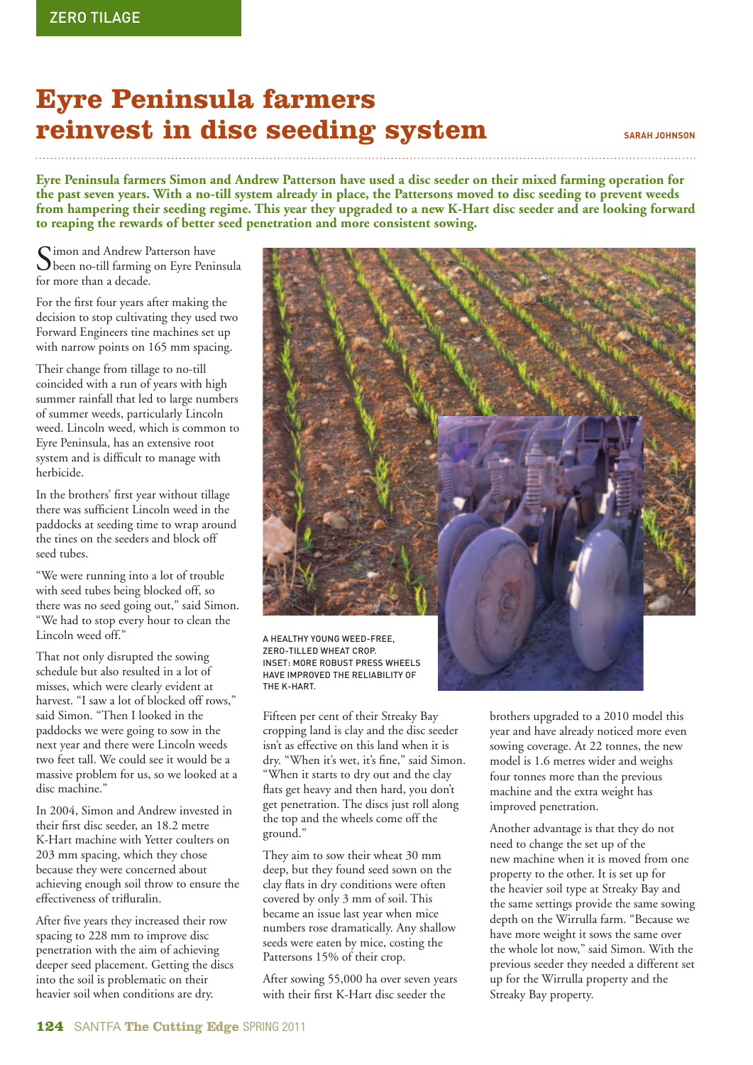ZERO TILAGE

# Eyre Peninsula farmers reinvest in disc seeding system

SARAH JOHNSON

**Eyre Peninsula farmers Simon and Andrew Patterson have used a disc seeder on their mixed farming operation for the past seven years. With a no-till system already in place, the Pattersons moved to disc seeding to prevent weeds from hampering their seeding regime. This year they upgraded to a new K-Hart disc seeder and are looking forward to reaping the rewards of better seed penetration and more consistent sowing.**

Simon and Andrew Patterson have been no-till farming on Eyre Peninsula for more than a decade.

For the first four years after making the decision to stop cultivating they used two Forward Engineers tine machines set up with narrow points on 165 mm spacing.

Their change from tillage to no-till coincided with a run of years with high summer rainfall that led to large numbers of summer weeds, particularly Lincoln weed. Lincoln weed, which is common to Eyre Peninsula, has an extensive root system and is difficult to manage with herbicide.

In the brothers' first year without tillage there was sufficient Lincoln weed in the paddocks at seeding time to wrap around the tines on the seeders and block off seed tubes.

"We were running into a lot of trouble with seed tubes being blocked off, so there was no seed going out," said Simon. "We had to stop every hour to clean the Lincoln weed off."

That not only disrupted the sowing schedule but also resulted in a lot of misses, which were clearly evident at harvest. "I saw a lot of blocked off rows," said Simon. "Then I looked in the paddocks we were going to sow in the next year and there were Lincoln weeds two feet tall. We could see it would be a massive problem for us, so we looked at a disc machine."

In 2004, Simon and Andrew invested in their first disc seeder, an 18.2 metre K-Hart machine with Yetter coulters on 203 mm spacing, which they chose because they were concerned about achieving enough soil throw to ensure the effectiveness of trifluralin.

After five years they increased their row spacing to 228 mm to improve disc penetration with the aim of achieving deeper seed placement. Getting the discs into the soil is problematic on their heavier soil when conditions are dry.

A HEALTHY YOUNG WEED-FREE, ZERO-TILLED WHEAT CROP. INSET: MORE ROBUST PRESS WHEELS HAVE IMPROVED THE RELIABILITY OF THE K-HART.

Fifteen per cent of their Streaky Bay cropping land is clay and the disc seeder isn't as effective on this land when it is dry. "When it's wet, it's fine," said Simon. "When it starts to dry out and the clay flats get heavy and then hard, you don't get penetration. The discs just roll along the top and the wheels come off the ground."

They aim to sow their wheat 30 mm deep, but they found seed sown on the clay flats in dry conditions were often covered by only 3 mm of soil. This became an issue last year when mice numbers rose dramatically. Any shallow seeds were eaten by mice, costing the Pattersons 15% of their crop.

After sowing 55,000 ha over seven years with their first K-Hart disc seeder the brothers upgraded to a 2010 model this year and have already noticed more even sowing coverage. At 22 tonnes, the new model is 1.6 metres wider and weighs four tonnes more than the previous machine and the extra weight has improved penetration.

Another advantage is that they do not need to change the set up of the new machine when it is moved from one property to the other. It is set up for the heavier soil type at Streaky Bay and the same settings provide the same sowing depth on the Wirrulla farm. "Because we have more weight it sows the same over the whole lot now," said Simon. With the previous seeder they needed a different set up for the Wirrulla property and the Streaky Bay property.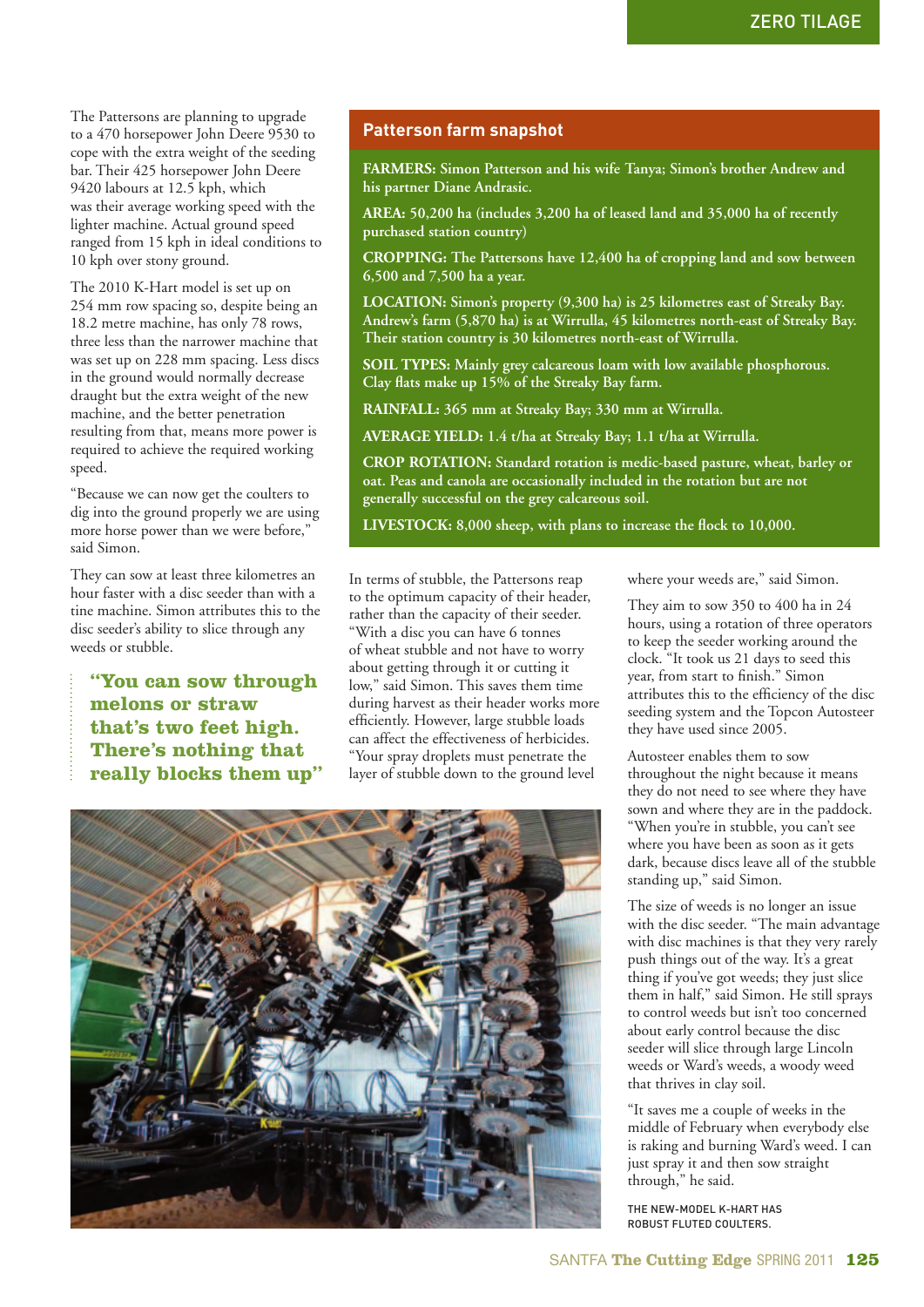The Pattersons are planning to upgrade to a 470 horsepower John Deere 9530 to cope with the extra weight of the seeding bar. Their 425 horsepower John Deere 9420 labours at 12.5 kph, which was their average working speed with the lighter machine. Actual ground speed ranged from 15 kph in ideal conditions to 10 kph over stony ground.

The 2010 K-Hart model is set up on 254 mm row spacing so, despite being an 18.2 metre machine, has only 78 rows, three less than the narrower machine that was set up on 228 mm spacing. Less discs in the ground would normally decrease draught but the extra weight of the new machine, and the better penetration resulting from that, means more power is required to achieve the required working speed.

"Because we can now get the coulters to dig into the ground properly we are using more horse power than we were before," said Simon.

They can sow at least three kilometres an hour faster with a disc seeder than with a tine machine. Simon attributes this to the disc seeder's ability to slice through any weeds or stubble.

> **"You can sow through melons or straw that's two feet high. There's nothing that really blocks them up"**

## Patterson farm snapshot

**FARMERS:** Simon Patterson and his wife Tanya; Simon's brother Andrew and his partner Diane Andrasic.

**AREA:** 50,200 ha (includes 3,200 ha of leased land and 35,000 ha of recently purchased station country)

**CROPPING:** The Pattersons have 12,400 ha of cropping land and sow between 6,500 and 7,500 ha a year.

**LOCATION:** Simon's property (9,300 ha) is 25 kilometres east of Streaky Bay. Andrew's farm (5,870 ha) is at Wirrulla, 45 kilometres north-east of Streaky Bay. Their station country is 30 kilometres north-east of Wirrulla.

**SOIL TYPES:** Mainly grey calcareous loam with low available phosphorous. Clay flats make up 15% of the Streaky Bay farm.

**RAINFALL:** 365 mm at Streaky Bay; 330 mm at Wirrulla.

**AVERAGE YIELD:** 1.4 t/ha at Streaky Bay; 1.1 t/ha at Wirrulla.

**CROP ROTATION:** Standard rotation is medic-based pasture, wheat, barley or oat. Peas and canola are occasionally included in the rotation but are not generally successful on the grey calcareous soil.

**LIVESTOCK:** 8,000 sheep, with plans to increase the flock to 10,000.

In terms of stubble, the Pattersons reap to the optimum capacity of their header, rather than the capacity of their seeder. "With a disc you can have 6 tonnes of wheat stubble and not have to worry about getting through it or cutting it low," said Simon. This saves them time during harvest as their header works more efficiently. However, large stubble loads can affect the effectiveness of herbicides. "Your spray droplets must penetrate the layer of stubble down to the ground level where your weeds are," said Simon.

They aim to sow 350 to 400 ha in 24 hours, using a rotation of three operators to keep the seeder working around the clock. "It took us 21 days to seed this year, from start to finish." Simon attributes this to the efficiency of the disc seeding system and the Topcon Autosteer they have used since 2005.

Autosteer enables them to sow throughout the night because it means they do not need to see where they have sown and where they are in the paddock. "When you're in stubble, you can't see where you have been as soon as it gets dark, because discs leave all of the stubble standing up," said Simon.

The size of weeds is no longer an issue with the disc seeder. "The main advantage with disc machines is that they very rarely push things out of the way. It's a great thing if you've got weeds; they just slice them in half," said Simon. He still sprays to control weeds but isn't too concerned about early control because the disc seeder will slice through large Lincoln weeds or Ward's weeds, a woody weed that thrives in clay soil.

"It saves me a couple of weeks in the middle of February when everybody else is raking and burning Ward's weed. I can just spray it and then sow straight through," he said.

THE NEW-MODEL K-HART HAS ROBUST FLUTED COULTERS.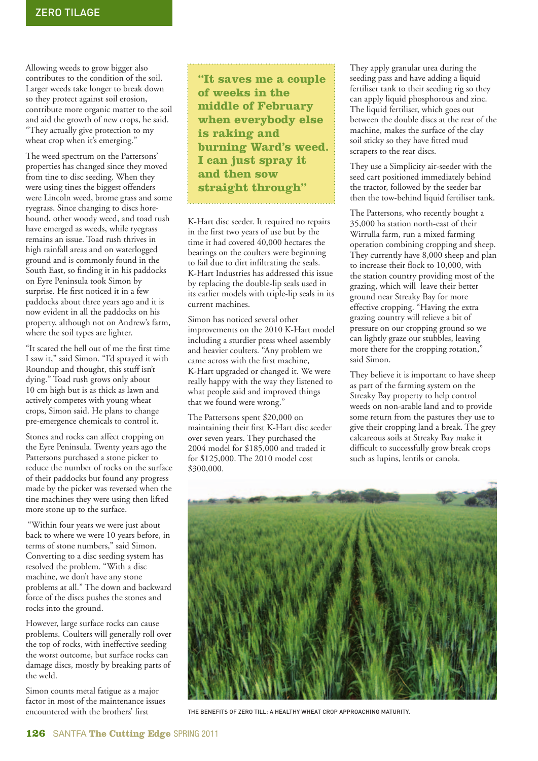Allowing weeds to grow bigger also contributes to the condition of the soil. Larger weeds take longer to break down so they protect against soil erosion, contribute more organic matter to the soil and aid the growth of new crops, he said. "They actually give protection to my wheat crop when it's emerging."

The weed spectrum on the Pattersons' properties has changed since they moved from tine to disc seeding. When they were using tines the biggest offenders were Lincoln weed, brome grass and some ryegrass. Since changing to discs horehound, other woody weed, and toad rush have emerged as weeds, while ryegrass remains an issue. Toad rush thrives in high rainfall areas and on waterlogged ground and is commonly found in the South East, so finding it in his paddocks on Eyre Peninsula took Simon by surprise. He first noticed it in a few paddocks about three years ago and it is now evident in all the paddocks on his property, although not on Andrew's farm, where the soil types are lighter.

"It scared the hell out of me the first time I saw it," said Simon. "I'd sprayed it with Roundup and thought, this stuff isn't dying." Toad rush grows only about 10 cm high but is as thick as lawn and actively competes with young wheat crops, Simon said. He plans to change pre-emergence chemicals to control it.

Stones and rocks can affect cropping on the Eyre Peninsula. Twenty years ago the Pattersons purchased a stone picker to reduce the number of rocks on the surface of their paddocks but found any progress made by the picker was reversed when the tine machines they were using then lifted more stone up to the surface.

"Within four years we were just about back to where we were 10 years before, in terms of stone numbers," said Simon. Converting to a disc seeding system has resolved the problem. "With a disc machine, we don't have any stone problems at all." The down and backward force of the discs pushes the stones and rocks into the ground.

However, large surface rocks can cause problems. Coulters will generally roll over the top of rocks, with ineffective seeding the worst outcome, but surface rocks can damage discs, mostly by breaking parts of the weld.

Simon counts metal fatigue as a major factor in most of the maintenance issues encountered with the brothers' first K-Hart disc seeder. It required no repairs in the first two years of use but by the time it had covered 40,000 hectares the bearings on the coulters were beginning to fail due to dirt infiltrating the seals. K-Hart Industries has addressed this issue by replacing the double-lip seals used in its earlier models with triple-lip seals in its current machines.

> **"It saves me a couple of weeks in the middle of February when everybody else is raking and burning Ward's weed. I can just spray it and then sow straight through"**

Simon has noticed several other improvements on the 2010 K-Hart model including a sturdier press wheel assembly and heavier coulters. "Any problem we came across with the first machine, K-Hart upgraded or changed it. We were really happy with the way they listened to what people said and improved things that we found were wrong."

The Pattersons spent $20,000 on maintaining their first K-Hart disc seeder over seven years. They purchased the 2004 model for $185,000 and traded it for $125,000. The 2010 model cost $300,000.

They apply granular urea during the seeding pass and have adding a liquid fertiliser tank to their seeding rig so they can apply liquid phosphorous and zinc. The liquid fertiliser, which goes out between the double discs at the rear of the machine, makes the surface of the clay soil sticky so they have fitted mud scrapers to the rear discs.

They use a Simplicity air-seeder with the seed cart positioned immediately behind the tractor, followed by the seeder bar then the tow-behind liquid fertiliser tank.

The Pattersons, who recently bought a 35,000 ha station north-east of their Wirrulla farm, run a mixed farming operation combining cropping and sheep. They currently have 8,000 sheep and plan to increase their flock to 10,000, with the station country providing most of the grazing, which will leave their better ground near Streaky Bay for more effective cropping. "Having the extra grazing country will relieve a bit of pressure on our cropping ground so we can lightly graze our stubbles, leaving more there for the cropping rotation," said Simon.

They believe it is important to have sheep as part of the farming system on the Streaky Bay property to help control weeds on non-arable land and to provide some return from the pastures they use to give their cropping land a break. The grey calcareous soils at Streaky Bay make it difficult to successfully grow break crops such as lupins, lentils or canola.

THE BENEFITS OF ZERO TILL: A HEALTHY WHEAT CROP APPROACHING MATURITY.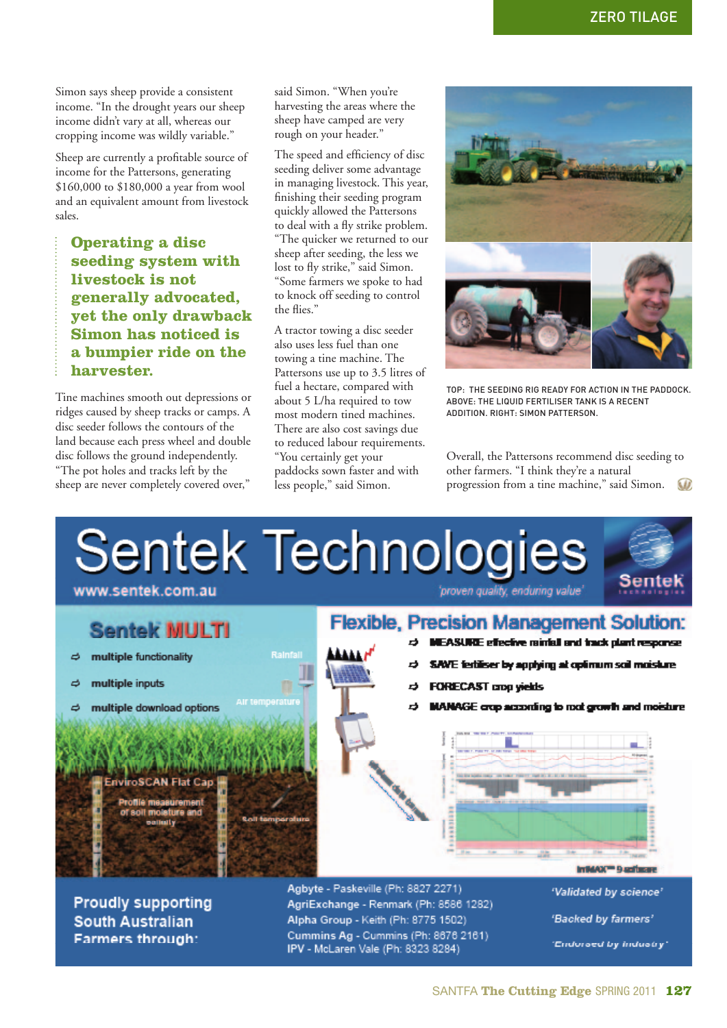Simon says sheep provide a consistent income. "In the drought years our sheep income didn't vary at all, whereas our cropping income was wildly variable."

Sheep are currently a profitable source of income for the Pattersons, generating $160,000 to $180,000 a year from wool and an equivalent amount from livestock sales.

> **Operating a disc seeding system with livestock is not generally advocated, yet the only drawback Simon has noticed is a bumpier ride on the harvester.**

Tine machines smooth out depressions or ridges caused by sheep tracks or camps. A disc seeder follows the contours of the land because each press wheel and double disc follows the ground independently. "The pot holes and tracks left by the sheep are never completely covered over," said Simon. "When you're harvesting the areas where the sheep have camped are very rough on your header."

The speed and efficiency of disc seeding deliver some advantage in managing livestock. This year, finishing their seeding program quickly allowed the Pattersons to deal with a fly strike problem. "The quicker we returned to our sheep after seeding, the less we lost to fly strike," said Simon. "Some farmers we spoke to had to knock off seeding to control the flies."

A tractor towing a disc seeder also uses less fuel than one towing a tine machine. The Pattersons use up to 3.5 litres of fuel a hectare, compared with about 5 L/ha required to tow most modern tined machines. There are also cost savings due to reduced labour requirements. "You certainly get your paddocks sown faster and with less people," said Simon.

TOP: THE SEEDING RIG READY FOR ACTION IN THE PADDOCK. ABOVE: THE LIQUID FERTILISER TANK IS A RECENT ADDITION. RIGHT: SIMON PATTERSON.

Overall, the Pattersons recommend disc seeding to other farmers. "I think they're a natural progression from a tine machine," said Simon.

# Sentek Technologies

www.sentek.com.au

*'proven quality, enduring value'*

## Sentek MULTI

- multiple functionality
- multiple inputs
- multiple download options

## Flexible, Precision Management Solution:

- MEASURE effective rainfall and track plant response
- SAVE fertiliser by applying at optimum soil moisture
- FORECAST crop yields
- MANAGE crop according to root growth and moisture

Rainfall

Air temperature

EnviroSCAN Flat Cap

Profile measurement of soil moisture and salinity

Soil temperature

IrriMAX™ 9 software

**Proudly supporting South Australian Farmers through:**

Agbyte - Paskeville (Ph: 8827 2271)
AgriExchange - Renmark (Ph: 8586 1282)
Alpha Group - Keith (Ph: 8775 1502)
Cummins Ag - Cummins (Ph: 8676 2161)
IPV - McLaren Vale (Ph: 8323 8284)

*'Validated by science'*
*'Backed by farmers'*
*'Endorsed by industry'*